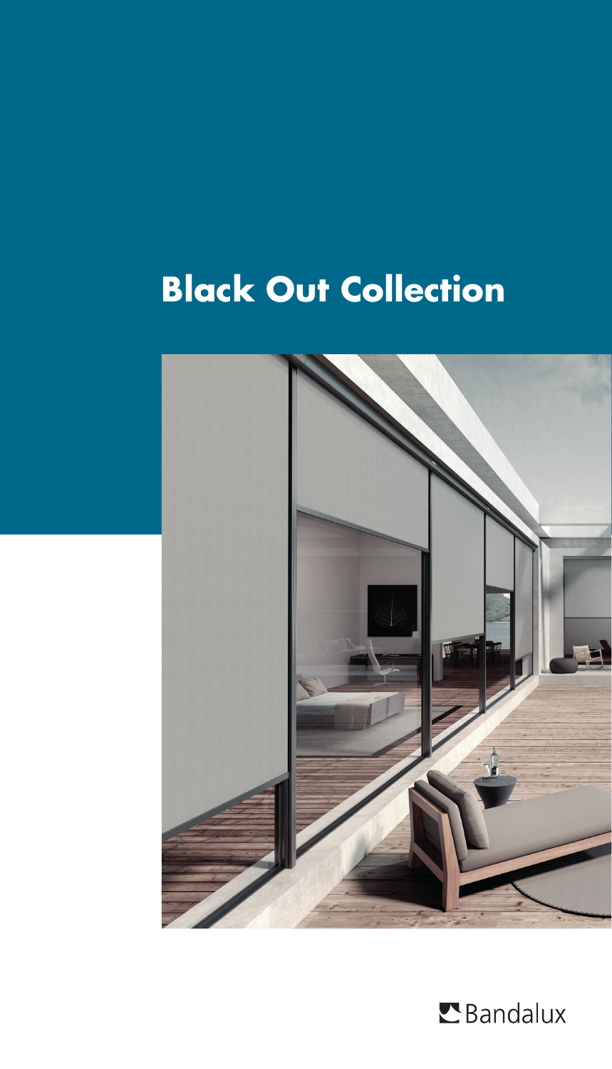# Black Out Collection

Bandalux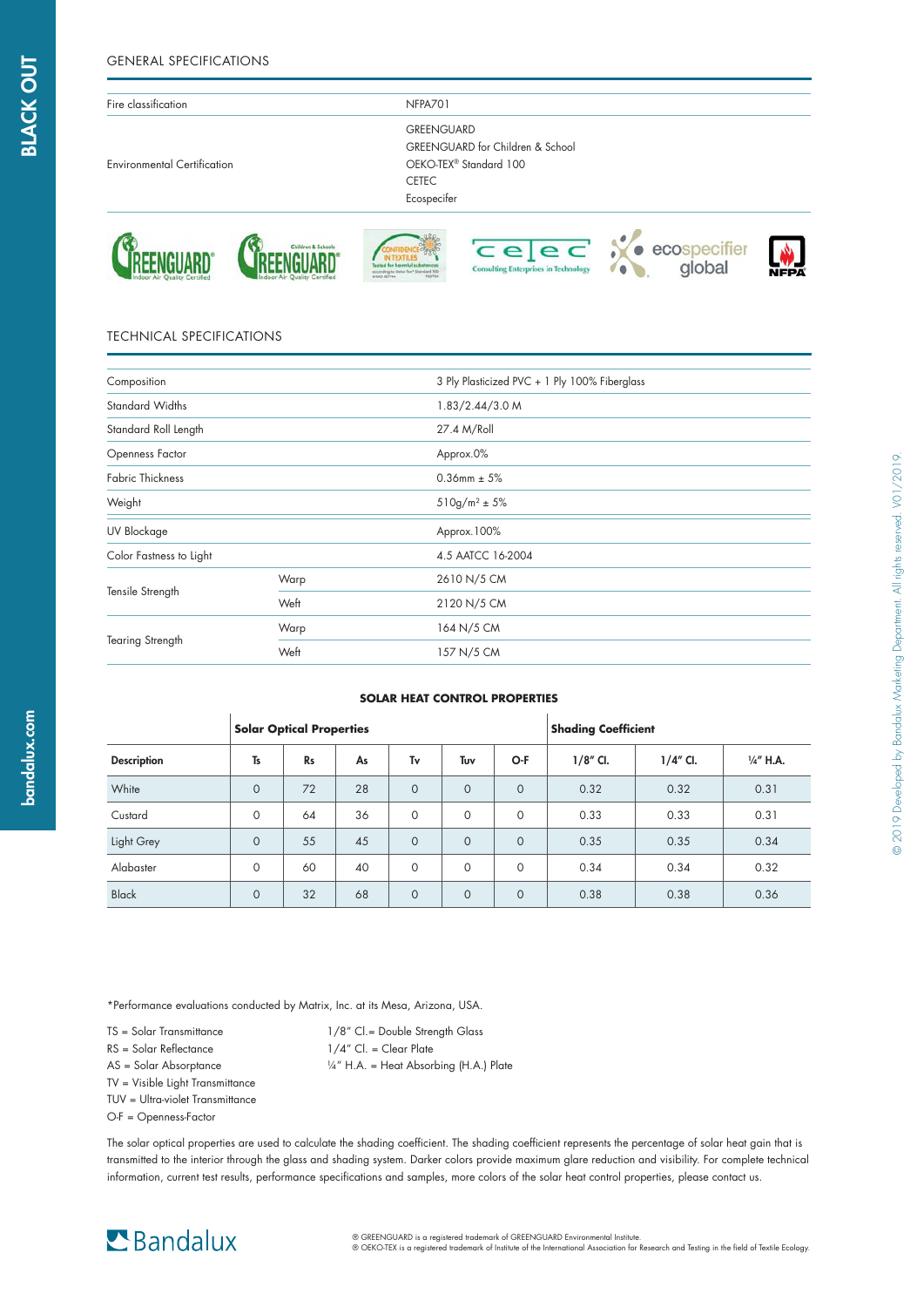BLACK OUT

## GENERAL SPECIFICATIONS

| | |
|---|---|
| Fire classification | NFPA701 |
| Environmental Certification | GREENGUARD<br>GREENGUARD for Children & School<br>OEKO-TEX® Standard 100<br>CETEC<br>Ecospecifer |

## TECHNICAL SPECIFICATIONS

| | | |
|---|---|---|
| Composition | | 3 Ply Plasticized PVC + 1 Ply 100% Fiberglass |
| Standard Widths | | 1.83/2.44/3.0 M |
| Standard Roll Length | | 27.4 M/Roll |
| Openness Factor | | Approx.0% |
| Fabric Thickness | | 0.36mm ± 5% |
| Weight | | 510g/m² ± 5% |
| UV Blockage | | Approx.100% |
| Color Fastness to Light | | 4.5 AATCC 16-2004 |
| Tensile Strength | Warp | 2610 N/5 CM |
| | Weft | 2120 N/5 CM |
| Tearing Strength | Warp | 164 N/5 CM |
| | Weft | 157 N/5 CM |

**SOLAR HEAT CONTROL PROPERTIES**

| | Solar Optical Properties | | | | | | Shading Coefficient | | |
|---|---|---|---|---|---|---|---|---|---|
| **Description** | **Ts** | **Rs** | **As** | **Tv** | **Tuv** | **O-F** | **1/8″ Cl.** | **1/4″ Cl.** | **¼″ H.A.** |
| White | 0 | 72 | 28 | 0 | 0 | 0 | 0.32 | 0.32 | 0.31 |
| Custard | 0 | 64 | 36 | 0 | 0 | 0 | 0.33 | 0.33 | 0.31 |
| Light Grey | 0 | 55 | 45 | 0 | 0 | 0 | 0.35 | 0.35 | 0.34 |
| Alabaster | 0 | 60 | 40 | 0 | 0 | 0 | 0.34 | 0.34 | 0.32 |
| Black | 0 | 32 | 68 | 0 | 0 | 0 | 0.38 | 0.38 | 0.36 |

*Performance evaluations conducted by Matrix, Inc. at its Mesa, Arizona, USA.

TS = Solar Transmittance
RS = Solar Reflectance
AS = Solar Absorptance
TV = Visible Light Transmittance
TUV = Ultra-violet Transmittance
O-F = Openness-Factor

1/8″ Cl.= Double Strength Glass
1/4″ Cl. = Clear Plate
¼″ H.A. = Heat Absorbing (H.A.) Plate

The solar optical properties are used to calculate the shading coefficient. The shading coefficient represents the percentage of solar heat gain that is transmitted to the interior through the glass and shading system. Darker colors provide maximum glare reduction and visibility. For complete technical information, current test results, performance specifications and samples, more colors of the solar heat control properties, please contact us.

Bandalux

® GREENGUARD is a registered trademark of GREENGUARD Environmental Institute.
® OEKO-TEX is a registered trademark of Institute of the International Association for Research and Testing in the field of Textile Ecology.

bandalux.com

© 2019 Developed by Bandalux Marketing Department. All rights reserved. V01/2019.